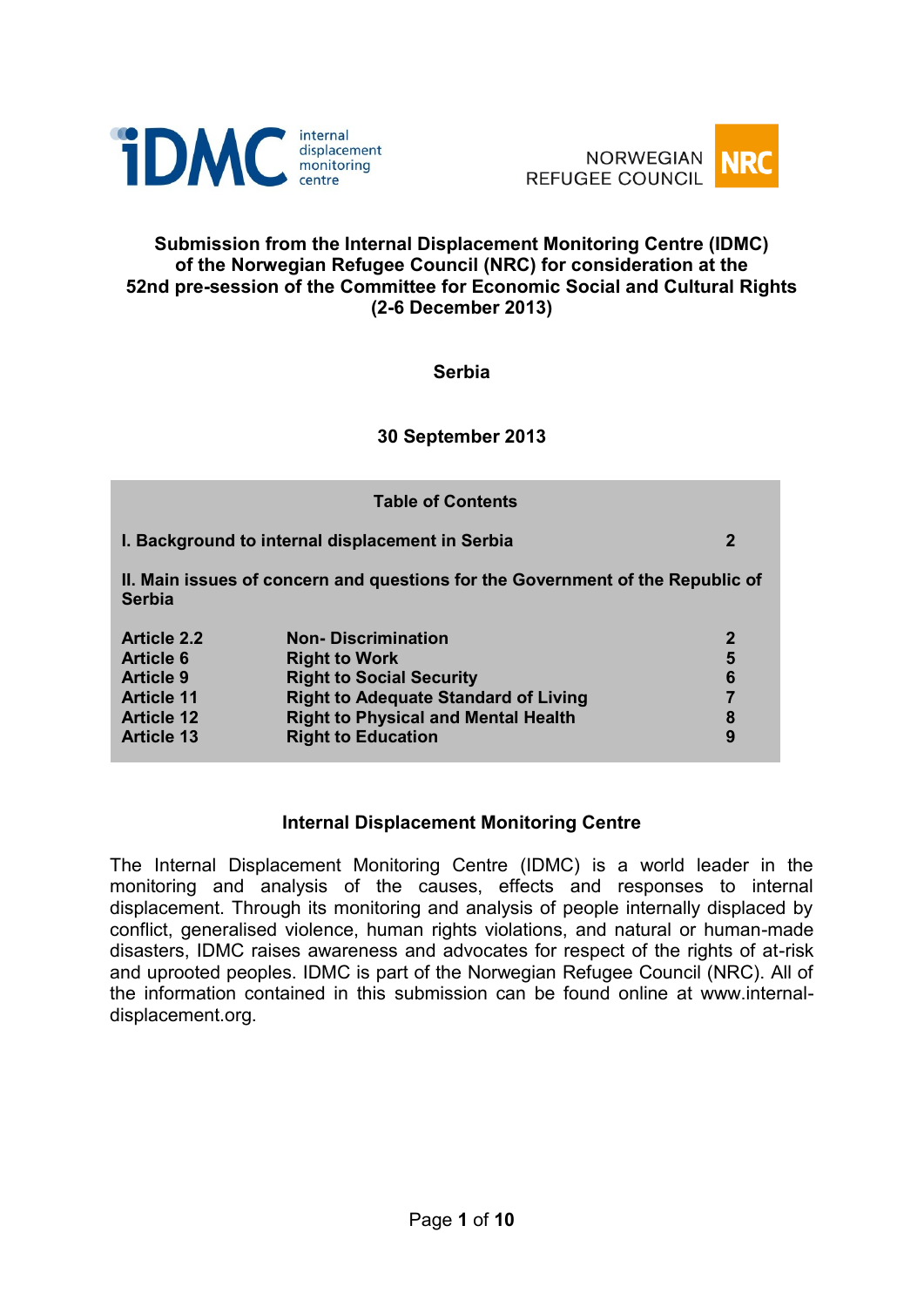**Submission from the Internal Displacement Monitoring Centre (IDMC) of the Norwegian Refugee Council (NRC) for consideration at the 52nd pre-session of the Committee for Economic Social and Cultural Rights (2-6 December 2013)**

**Serbia**

**30 September 2013**

**Table of Contents**

| | | |
|---|---|---|
| **I. Background to internal displacement in Serbia** | | **2** |
| **II. Main issues of concern and questions for the Government of the Republic of Serbia** | | |
| **Article 2.2** | **Non- Discrimination** | **2** |
| **Article 6** | **Right to Work** | **5** |
| **Article 9** | **Right to Social Security** | **6** |
| **Article 11** | **Right to Adequate Standard of Living** | **7** |
| **Article 12** | **Right to Physical and Mental Health** | **8** |
| **Article 13** | **Right to Education** | **9** |

## Internal Displacement Monitoring Centre

The Internal Displacement Monitoring Centre (IDMC) is a world leader in the monitoring and analysis of the causes, effects and responses to internal displacement. Through its monitoring and analysis of people internally displaced by conflict, generalised violence, human rights violations, and natural or human-made disasters, IDMC raises awareness and advocates for respect of the rights of at-risk and uprooted peoples. IDMC is part of the Norwegian Refugee Council (NRC). All of the information contained in this submission can be found online at www.internal-displacement.org.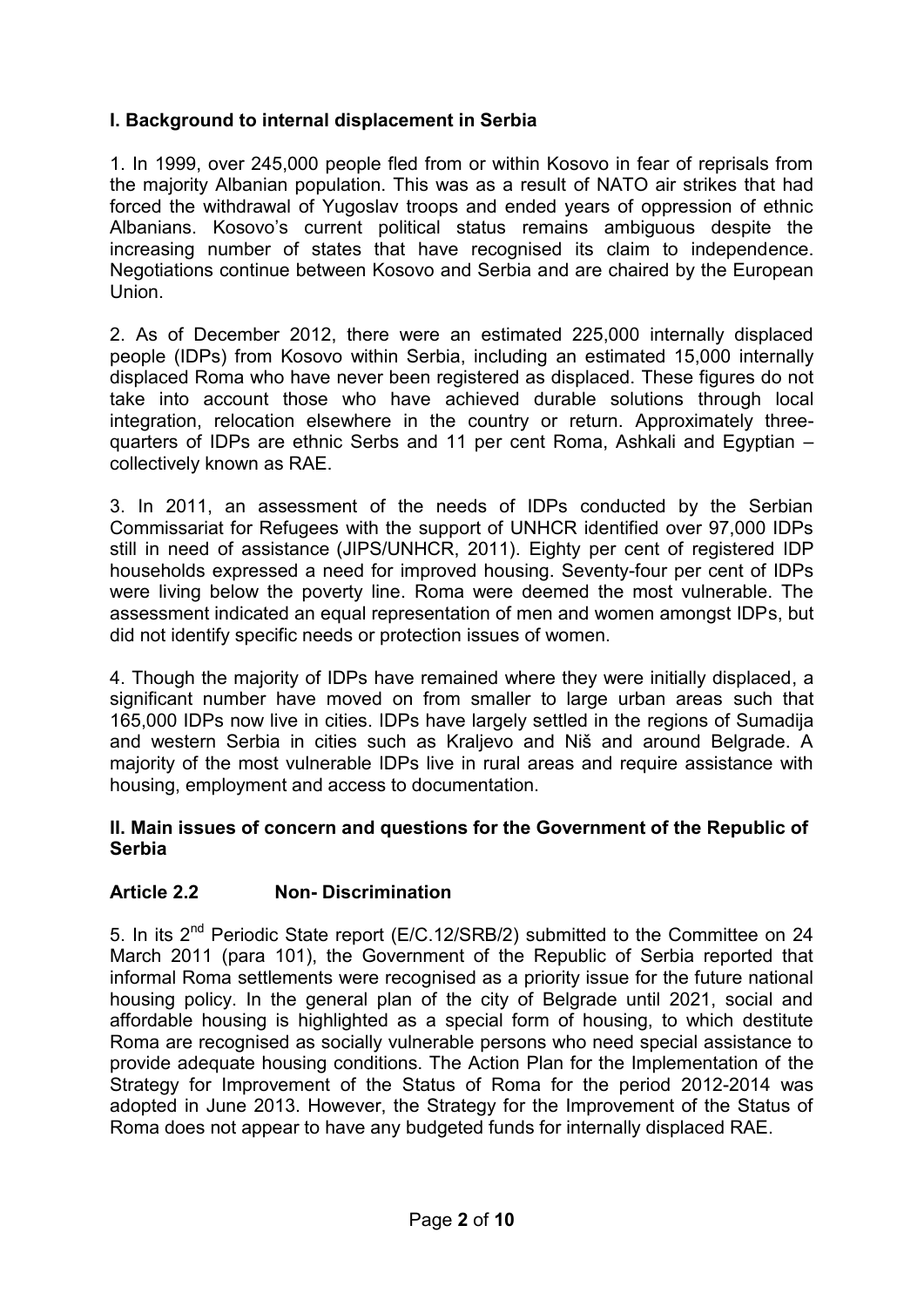## I. Background to internal displacement in Serbia

1. In 1999, over 245,000 people fled from or within Kosovo in fear of reprisals from the majority Albanian population. This was as a result of NATO air strikes that had forced the withdrawal of Yugoslav troops and ended years of oppression of ethnic Albanians. Kosovo's current political status remains ambiguous despite the increasing number of states that have recognised its claim to independence. Negotiations continue between Kosovo and Serbia and are chaired by the European Union.

2. As of December 2012, there were an estimated 225,000 internally displaced people (IDPs) from Kosovo within Serbia, including an estimated 15,000 internally displaced Roma who have never been registered as displaced. These figures do not take into account those who have achieved durable solutions through local integration, relocation elsewhere in the country or return. Approximately three-quarters of IDPs are ethnic Serbs and 11 per cent Roma, Ashkali and Egyptian – collectively known as RAE.

3. In 2011, an assessment of the needs of IDPs conducted by the Serbian Commissariat for Refugees with the support of UNHCR identified over 97,000 IDPs still in need of assistance (JIPS/UNHCR, 2011). Eighty per cent of registered IDP households expressed a need for improved housing. Seventy-four per cent of IDPs were living below the poverty line. Roma were deemed the most vulnerable. The assessment indicated an equal representation of men and women amongst IDPs, but did not identify specific needs or protection issues of women.

4. Though the majority of IDPs have remained where they were initially displaced, a significant number have moved on from smaller to large urban areas such that 165,000 IDPs now live in cities. IDPs have largely settled in the regions of Sumadija and western Serbia in cities such as Kraljevo and Niš and around Belgrade. A majority of the most vulnerable IDPs live in rural areas and require assistance with housing, employment and access to documentation.

## II. Main issues of concern and questions for the Government of the Republic of Serbia

### Article 2.2 Non- Discrimination

5. In its 2nd Periodic State report (E/C.12/SRB/2) submitted to the Committee on 24 March 2011 (para 101), the Government of the Republic of Serbia reported that informal Roma settlements were recognised as a priority issue for the future national housing policy. In the general plan of the city of Belgrade until 2021, social and affordable housing is highlighted as a special form of housing, to which destitute Roma are recognised as socially vulnerable persons who need special assistance to provide adequate housing conditions. The Action Plan for the Implementation of the Strategy for Improvement of the Status of Roma for the period 2012-2014 was adopted in June 2013. However, the Strategy for the Improvement of the Status of Roma does not appear to have any budgeted funds for internally displaced RAE.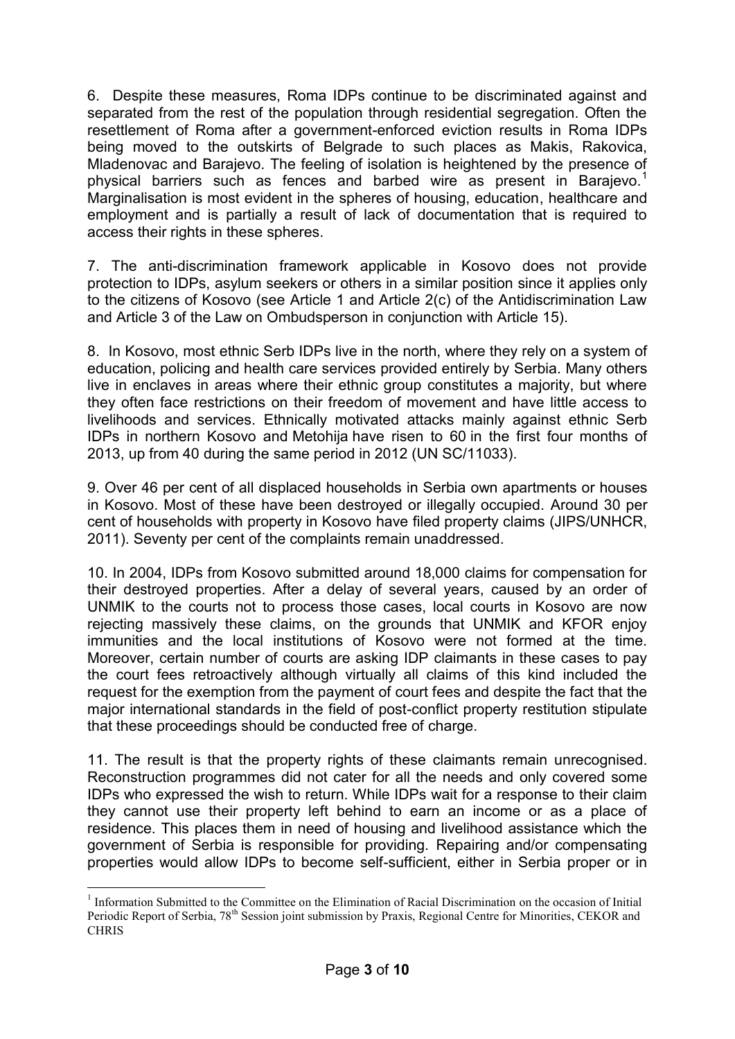6. Despite these measures, Roma IDPs continue to be discriminated against and separated from the rest of the population through residential segregation. Often the resettlement of Roma after a government-enforced eviction results in Roma IDPs being moved to the outskirts of Belgrade to such places as Makis, Rakovica, Mladenovac and Barajevo. The feeling of isolation is heightened by the presence of physical barriers such as fences and barbed wire as present in Barajevo.[1] Marginalisation is most evident in the spheres of housing, education, healthcare and employment and is partially a result of lack of documentation that is required to access their rights in these spheres.

7. The anti-discrimination framework applicable in Kosovo does not provide protection to IDPs, asylum seekers or others in a similar position since it applies only to the citizens of Kosovo (see Article 1 and Article 2(c) of the Antidiscrimination Law and Article 3 of the Law on Ombudsperson in conjunction with Article 15).

8. In Kosovo, most ethnic Serb IDPs live in the north, where they rely on a system of education, policing and health care services provided entirely by Serbia. Many others live in enclaves in areas where their ethnic group constitutes a majority, but where they often face restrictions on their freedom of movement and have little access to livelihoods and services. Ethnically motivated attacks mainly against ethnic Serb IDPs in northern Kosovo and Metohija have risen to 60 in the first four months of 2013, up from 40 during the same period in 2012 (UN SC/11033).

9. Over 46 per cent of all displaced households in Serbia own apartments or houses in Kosovo. Most of these have been destroyed or illegally occupied. Around 30 per cent of households with property in Kosovo have filed property claims (JIPS/UNHCR, 2011). Seventy per cent of the complaints remain unaddressed.

10. In 2004, IDPs from Kosovo submitted around 18,000 claims for compensation for their destroyed properties. After a delay of several years, caused by an order of UNMIK to the courts not to process those cases, local courts in Kosovo are now rejecting massively these claims, on the grounds that UNMIK and KFOR enjoy immunities and the local institutions of Kosovo were not formed at the time. Moreover, certain number of courts are asking IDP claimants in these cases to pay the court fees retroactively although virtually all claims of this kind included the request for the exemption from the payment of court fees and despite the fact that the major international standards in the field of post-conflict property restitution stipulate that these proceedings should be conducted free of charge.

11. The result is that the property rights of these claimants remain unrecognised. Reconstruction programmes did not cater for all the needs and only covered some IDPs who expressed the wish to return. While IDPs wait for a response to their claim they cannot use their property left behind to earn an income or as a place of residence. This places them in need of housing and livelihood assistance which the government of Serbia is responsible for providing. Repairing and/or compensating properties would allow IDPs to become self-sufficient, either in Serbia proper or in

[1] Information Submitted to the Committee on the Elimination of Racial Discrimination on the occasion of Initial Periodic Report of Serbia, 78th Session joint submission by Praxis, Regional Centre for Minorities, CEKOR and CHRIS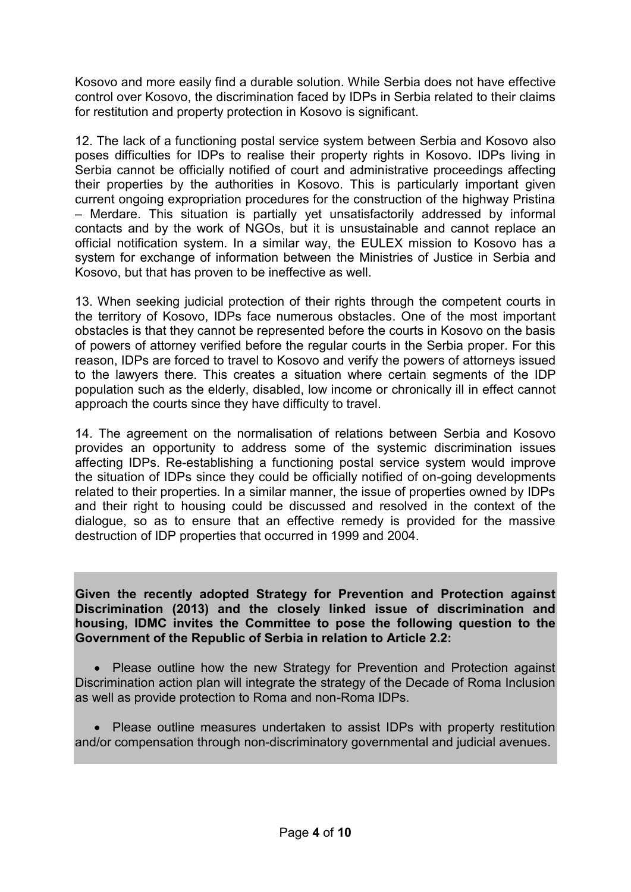Kosovo and more easily find a durable solution. While Serbia does not have effective control over Kosovo, the discrimination faced by IDPs in Serbia related to their claims for restitution and property protection in Kosovo is significant.

12. The lack of a functioning postal service system between Serbia and Kosovo also poses difficulties for IDPs to realise their property rights in Kosovo. IDPs living in Serbia cannot be officially notified of court and administrative proceedings affecting their properties by the authorities in Kosovo. This is particularly important given current ongoing expropriation procedures for the construction of the highway Pristina – Merdare. This situation is partially yet unsatisfactorily addressed by informal contacts and by the work of NGOs, but it is unsustainable and cannot replace an official notification system. In a similar way, the EULEX mission to Kosovo has a system for exchange of information between the Ministries of Justice in Serbia and Kosovo, but that has proven to be ineffective as well.

13. When seeking judicial protection of their rights through the competent courts in the territory of Kosovo, IDPs face numerous obstacles. One of the most important obstacles is that they cannot be represented before the courts in Kosovo on the basis of powers of attorney verified before the regular courts in the Serbia proper. For this reason, IDPs are forced to travel to Kosovo and verify the powers of attorneys issued to the lawyers there. This creates a situation where certain segments of the IDP population such as the elderly, disabled, low income or chronically ill in effect cannot approach the courts since they have difficulty to travel.

14. The agreement on the normalisation of relations between Serbia and Kosovo provides an opportunity to address some of the systemic discrimination issues affecting IDPs. Re-establishing a functioning postal service system would improve the situation of IDPs since they could be officially notified of on-going developments related to their properties. In a similar manner, the issue of properties owned by IDPs and their right to housing could be discussed and resolved in the context of the dialogue, so as to ensure that an effective remedy is provided for the massive destruction of IDP properties that occurred in 1999 and 2004.

**Given the recently adopted Strategy for Prevention and Protection against Discrimination (2013) and the closely linked issue of discrimination and housing, IDMC invites the Committee to pose the following question to the Government of the Republic of Serbia in relation to Article 2.2:**

- Please outline how the new Strategy for Prevention and Protection against Discrimination action plan will integrate the strategy of the Decade of Roma Inclusion as well as provide protection to Roma and non-Roma IDPs.
- Please outline measures undertaken to assist IDPs with property restitution and/or compensation through non-discriminatory governmental and judicial avenues.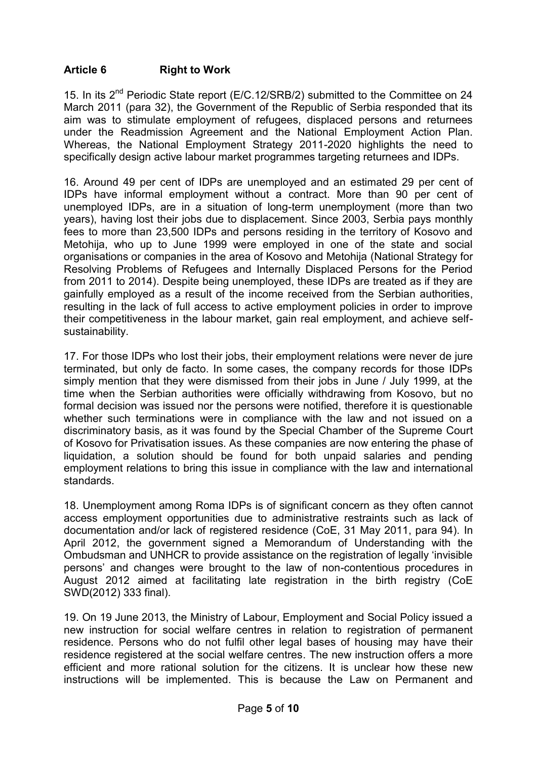## Article 6 Right to Work

15. In its 2nd Periodic State report (E/C.12/SRB/2) submitted to the Committee on 24 March 2011 (para 32), the Government of the Republic of Serbia responded that its aim was to stimulate employment of refugees, displaced persons and returnees under the Readmission Agreement and the National Employment Action Plan. Whereas, the National Employment Strategy 2011-2020 highlights the need to specifically design active labour market programmes targeting returnees and IDPs.

16. Around 49 per cent of IDPs are unemployed and an estimated 29 per cent of IDPs have informal employment without a contract. More than 90 per cent of unemployed IDPs, are in a situation of long-term unemployment (more than two years), having lost their jobs due to displacement. Since 2003, Serbia pays monthly fees to more than 23,500 IDPs and persons residing in the territory of Kosovo and Metohija, who up to June 1999 were employed in one of the state and social organisations or companies in the area of Kosovo and Metohija (National Strategy for Resolving Problems of Refugees and Internally Displaced Persons for the Period from 2011 to 2014). Despite being unemployed, these IDPs are treated as if they are gainfully employed as a result of the income received from the Serbian authorities, resulting in the lack of full access to active employment policies in order to improve their competitiveness in the labour market, gain real employment, and achieve self-sustainability.

17. For those IDPs who lost their jobs, their employment relations were never de jure terminated, but only de facto. In some cases, the company records for those IDPs simply mention that they were dismissed from their jobs in June / July 1999, at the time when the Serbian authorities were officially withdrawing from Kosovo, but no formal decision was issued nor the persons were notified, therefore it is questionable whether such terminations were in compliance with the law and not issued on a discriminatory basis, as it was found by the Special Chamber of the Supreme Court of Kosovo for Privatisation issues. As these companies are now entering the phase of liquidation, a solution should be found for both unpaid salaries and pending employment relations to bring this issue in compliance with the law and international standards.

18. Unemployment among Roma IDPs is of significant concern as they often cannot access employment opportunities due to administrative restraints such as lack of documentation and/or lack of registered residence (CoE, 31 May 2011, para 94). In April 2012, the government signed a Memorandum of Understanding with the Ombudsman and UNHCR to provide assistance on the registration of legally 'invisible persons' and changes were brought to the law of non-contentious procedures in August 2012 aimed at facilitating late registration in the birth registry (CoE SWD(2012) 333 final).

19. On 19 June 2013, the Ministry of Labour, Employment and Social Policy issued a new instruction for social welfare centres in relation to registration of permanent residence. Persons who do not fulfil other legal bases of housing may have their residence registered at the social welfare centres. The new instruction offers a more efficient and more rational solution for the citizens. It is unclear how these new instructions will be implemented. This is because the Law on Permanent and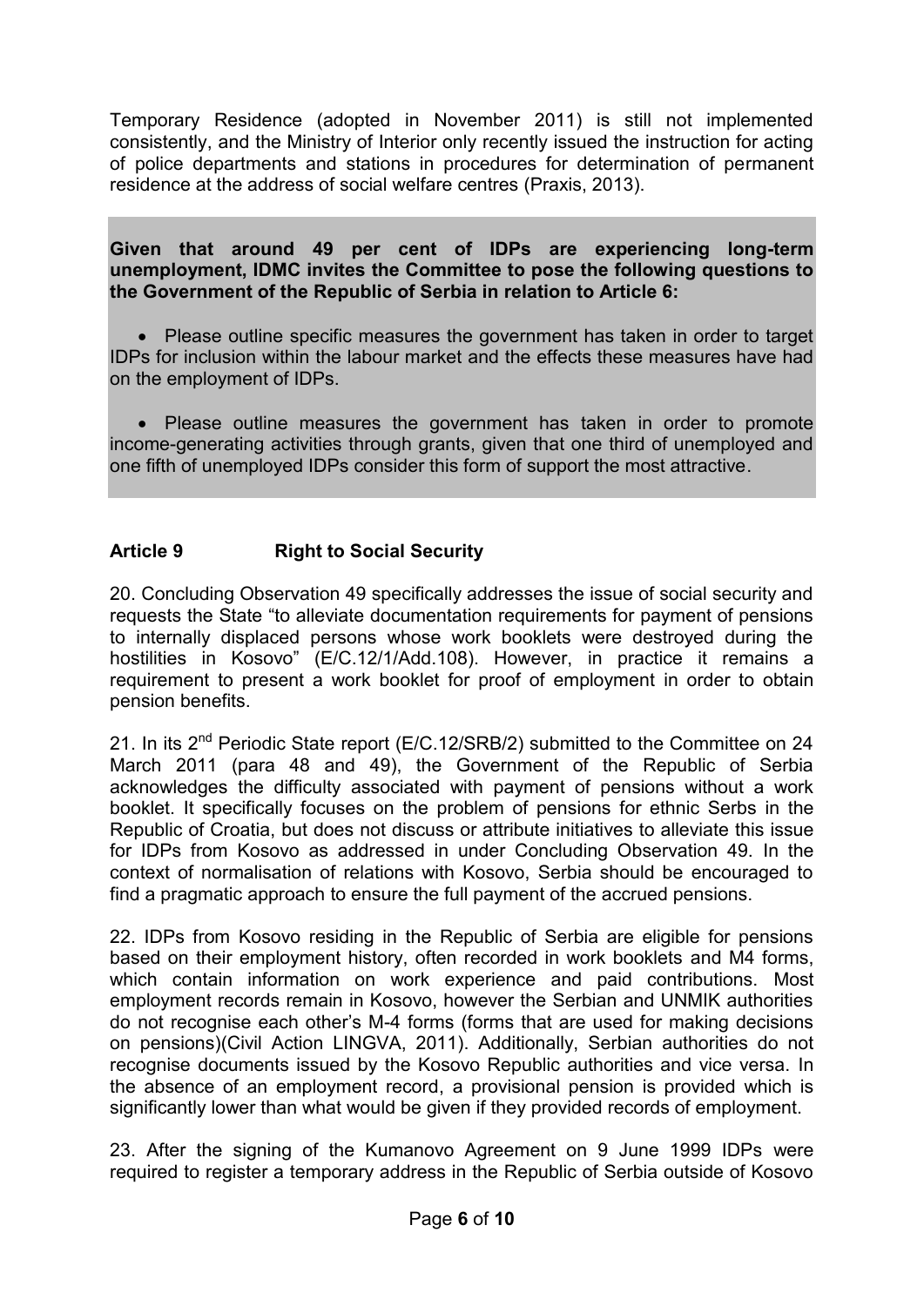Temporary Residence (adopted in November 2011) is still not implemented consistently, and the Ministry of Interior only recently issued the instruction for acting of police departments and stations in procedures for determination of permanent residence at the address of social welfare centres (Praxis, 2013).

**Given that around 49 per cent of IDPs are experiencing long-term unemployment, IDMC invites the Committee to pose the following questions to the Government of the Republic of Serbia in relation to Article 6:**

- Please outline specific measures the government has taken in order to target IDPs for inclusion within the labour market and the effects these measures have had on the employment of IDPs.
- Please outline measures the government has taken in order to promote income-generating activities through grants, given that one third of unemployed and one fifth of unemployed IDPs consider this form of support the most attractive.

## Article 9 Right to Social Security

20. Concluding Observation 49 specifically addresses the issue of social security and requests the State "to alleviate documentation requirements for payment of pensions to internally displaced persons whose work booklets were destroyed during the hostilities in Kosovo" (E/C.12/1/Add.108). However, in practice it remains a requirement to present a work booklet for proof of employment in order to obtain pension benefits.

21. In its 2nd Periodic State report (E/C.12/SRB/2) submitted to the Committee on 24 March 2011 (para 48 and 49), the Government of the Republic of Serbia acknowledges the difficulty associated with payment of pensions without a work booklet. It specifically focuses on the problem of pensions for ethnic Serbs in the Republic of Croatia, but does not discuss or attribute initiatives to alleviate this issue for IDPs from Kosovo as addressed in under Concluding Observation 49. In the context of normalisation of relations with Kosovo, Serbia should be encouraged to find a pragmatic approach to ensure the full payment of the accrued pensions.

22. IDPs from Kosovo residing in the Republic of Serbia are eligible for pensions based on their employment history, often recorded in work booklets and M4 forms, which contain information on work experience and paid contributions. Most employment records remain in Kosovo, however the Serbian and UNMIK authorities do not recognise each other's M-4 forms (forms that are used for making decisions on pensions)(Civil Action LINGVA, 2011). Additionally, Serbian authorities do not recognise documents issued by the Kosovo Republic authorities and vice versa. In the absence of an employment record, a provisional pension is provided which is significantly lower than what would be given if they provided records of employment.

23. After the signing of the Kumanovo Agreement on 9 June 1999 IDPs were required to register a temporary address in the Republic of Serbia outside of Kosovo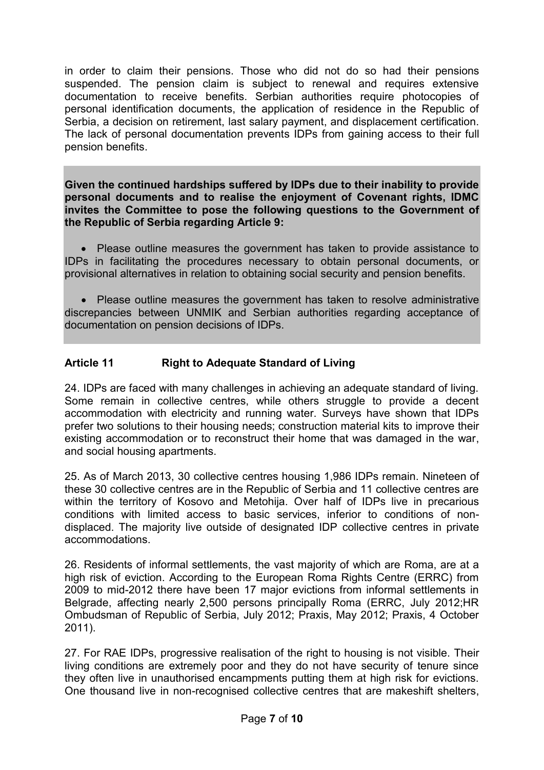in order to claim their pensions. Those who did not do so had their pensions suspended. The pension claim is subject to renewal and requires extensive documentation to receive benefits. Serbian authorities require photocopies of personal identification documents, the application of residence in the Republic of Serbia, a decision on retirement, last salary payment, and displacement certification. The lack of personal documentation prevents IDPs from gaining access to their full pension benefits.

**Given the continued hardships suffered by IDPs due to their inability to provide personal documents and to realise the enjoyment of Covenant rights, IDMC invites the Committee to pose the following questions to the Government of the Republic of Serbia regarding Article 9:**

- Please outline measures the government has taken to provide assistance to IDPs in facilitating the procedures necessary to obtain personal documents, or provisional alternatives in relation to obtaining social security and pension benefits.
- Please outline measures the government has taken to resolve administrative discrepancies between UNMIK and Serbian authorities regarding acceptance of documentation on pension decisions of IDPs.

## Article 11 Right to Adequate Standard of Living

24. IDPs are faced with many challenges in achieving an adequate standard of living. Some remain in collective centres, while others struggle to provide a decent accommodation with electricity and running water. Surveys have shown that IDPs prefer two solutions to their housing needs; construction material kits to improve their existing accommodation or to reconstruct their home that was damaged in the war, and social housing apartments.

25. As of March 2013, 30 collective centres housing 1,986 IDPs remain. Nineteen of these 30 collective centres are in the Republic of Serbia and 11 collective centres are within the territory of Kosovo and Metohija. Over half of IDPs live in precarious conditions with limited access to basic services, inferior to conditions of non-displaced. The majority live outside of designated IDP collective centres in private accommodations.

26. Residents of informal settlements, the vast majority of which are Roma, are at a high risk of eviction. According to the European Roma Rights Centre (ERRC) from 2009 to mid-2012 there have been 17 major evictions from informal settlements in Belgrade, affecting nearly 2,500 persons principally Roma (ERRC, July 2012;HR Ombudsman of Republic of Serbia, July 2012; Praxis, May 2012; Praxis, 4 October 2011).

27. For RAE IDPs, progressive realisation of the right to housing is not visible. Their living conditions are extremely poor and they do not have security of tenure since they often live in unauthorised encampments putting them at high risk for evictions. One thousand live in non-recognised collective centres that are makeshift shelters,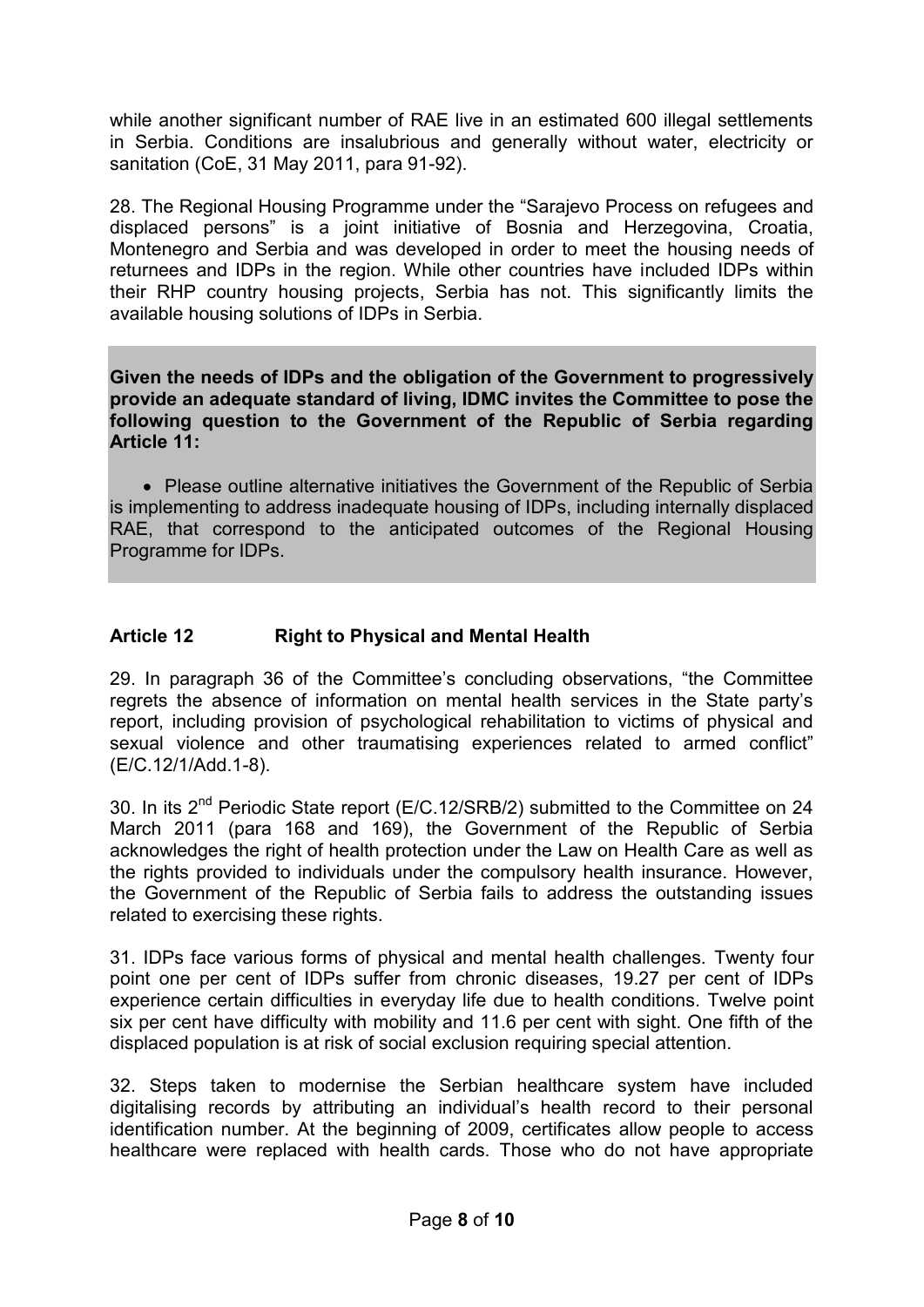while another significant number of RAE live in an estimated 600 illegal settlements in Serbia. Conditions are insalubrious and generally without water, electricity or sanitation (CoE, 31 May 2011, para 91-92).

28. The Regional Housing Programme under the “Sarajevo Process on refugees and displaced persons” is a joint initiative of Bosnia and Herzegovina, Croatia, Montenegro and Serbia and was developed in order to meet the housing needs of returnees and IDPs in the region. While other countries have included IDPs within their RHP country housing projects, Serbia has not. This significantly limits the available housing solutions of IDPs in Serbia.

**Given the needs of IDPs and the obligation of the Government to progressively provide an adequate standard of living, IDMC invites the Committee to pose the following question to the Government of the Republic of Serbia regarding Article 11:**

- Please outline alternative initiatives the Government of the Republic of Serbia is implementing to address inadequate housing of IDPs, including internally displaced RAE, that correspond to the anticipated outcomes of the Regional Housing Programme for IDPs.

## Article 12 Right to Physical and Mental Health

29. In paragraph 36 of the Committee’s concluding observations, “the Committee regrets the absence of information on mental health services in the State party’s report, including provision of psychological rehabilitation to victims of physical and sexual violence and other traumatising experiences related to armed conflict” (E/C.12/1/Add.1-8).

30. In its 2nd Periodic State report (E/C.12/SRB/2) submitted to the Committee on 24 March 2011 (para 168 and 169), the Government of the Republic of Serbia acknowledges the right of health protection under the Law on Health Care as well as the rights provided to individuals under the compulsory health insurance. However, the Government of the Republic of Serbia fails to address the outstanding issues related to exercising these rights.

31. IDPs face various forms of physical and mental health challenges. Twenty four point one per cent of IDPs suffer from chronic diseases, 19.27 per cent of IDPs experience certain difficulties in everyday life due to health conditions. Twelve point six per cent have difficulty with mobility and 11.6 per cent with sight. One fifth of the displaced population is at risk of social exclusion requiring special attention.

32. Steps taken to modernise the Serbian healthcare system have included digitalising records by attributing an individual’s health record to their personal identification number. At the beginning of 2009, certificates allow people to access healthcare were replaced with health cards. Those who do not have appropriate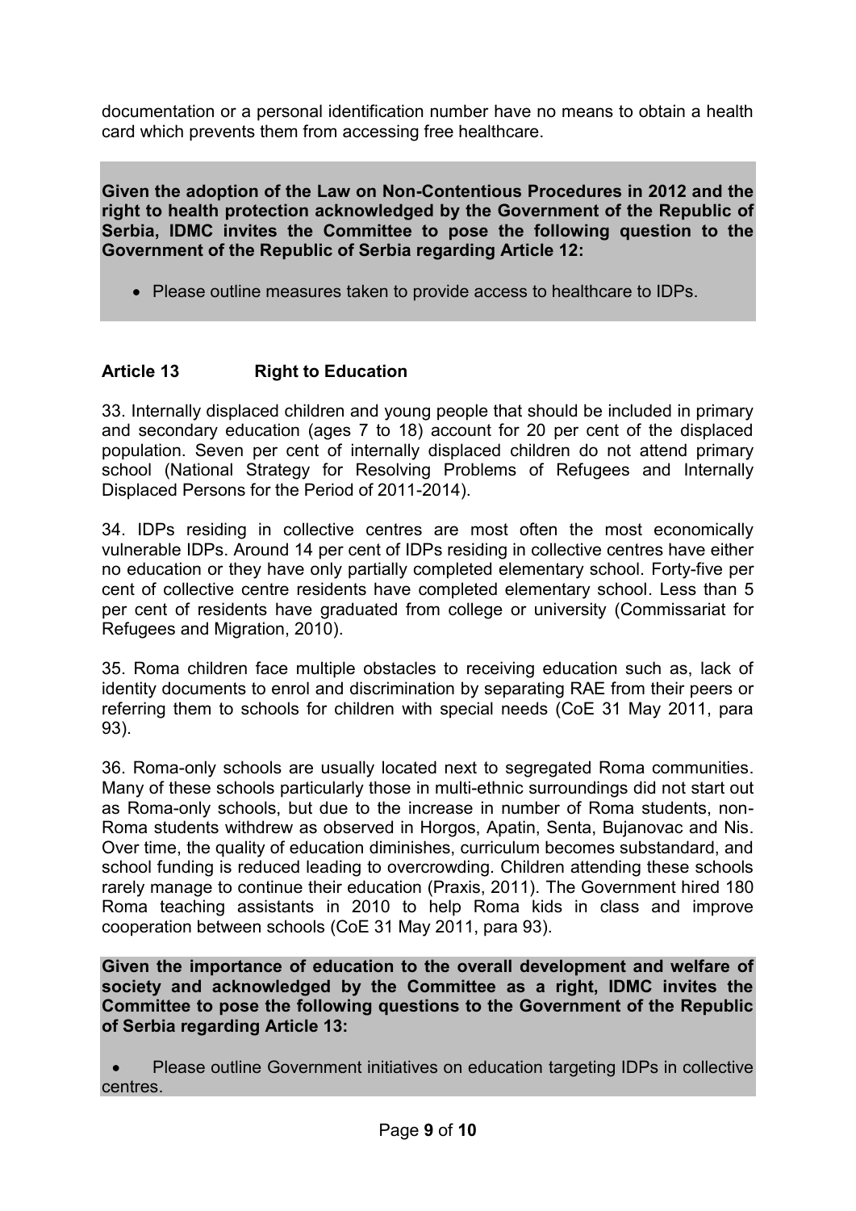documentation or a personal identification number have no means to obtain a health card which prevents them from accessing free healthcare.

**Given the adoption of the Law on Non-Contentious Procedures in 2012 and the right to health protection acknowledged by the Government of the Republic of Serbia, IDMC invites the Committee to pose the following question to the Government of the Republic of Serbia regarding Article 12:**

- Please outline measures taken to provide access to healthcare to IDPs.

### Article 13 Right to Education

33. Internally displaced children and young people that should be included in primary and secondary education (ages 7 to 18) account for 20 per cent of the displaced population. Seven per cent of internally displaced children do not attend primary school (National Strategy for Resolving Problems of Refugees and Internally Displaced Persons for the Period of 2011-2014).

34. IDPs residing in collective centres are most often the most economically vulnerable IDPs. Around 14 per cent of IDPs residing in collective centres have either no education or they have only partially completed elementary school. Forty-five per cent of collective centre residents have completed elementary school. Less than 5 per cent of residents have graduated from college or university (Commissariat for Refugees and Migration, 2010).

35. Roma children face multiple obstacles to receiving education such as, lack of identity documents to enrol and discrimination by separating RAE from their peers or referring them to schools for children with special needs (CoE 31 May 2011, para 93).

36. Roma-only schools are usually located next to segregated Roma communities. Many of these schools particularly those in multi-ethnic surroundings did not start out as Roma-only schools, but due to the increase in number of Roma students, non-Roma students withdrew as observed in Horgos, Apatin, Senta, Bujanovac and Nis. Over time, the quality of education diminishes, curriculum becomes substandard, and school funding is reduced leading to overcrowding. Children attending these schools rarely manage to continue their education (Praxis, 2011). The Government hired 180 Roma teaching assistants in 2010 to help Roma kids in class and improve cooperation between schools (CoE 31 May 2011, para 93).

**Given the importance of education to the overall development and welfare of society and acknowledged by the Committee as a right, IDMC invites the Committee to pose the following questions to the Government of the Republic of Serbia regarding Article 13:**

- Please outline Government initiatives on education targeting IDPs in collective centres.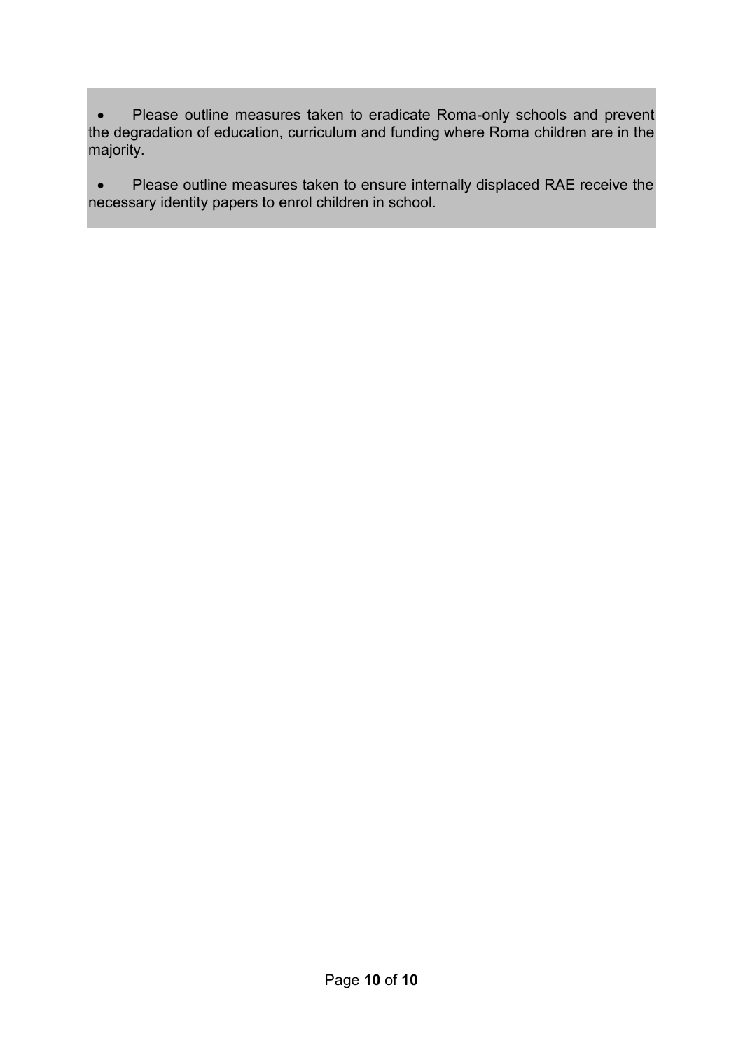- Please outline measures taken to eradicate Roma-only schools and prevent the degradation of education, curriculum and funding where Roma children are in the majority.
- Please outline measures taken to ensure internally displaced RAE receive the necessary identity papers to enrol children in school.